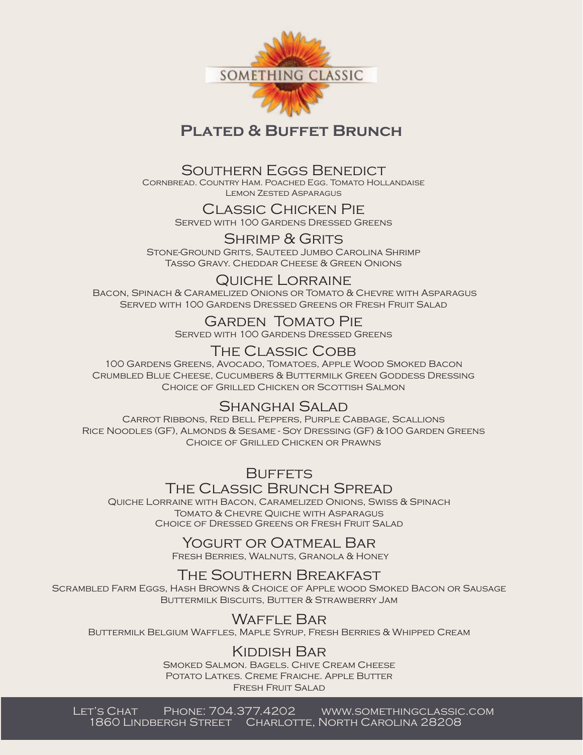# SOMETHING CLASSIC

## Plated & Buffet Brunch

### Southern Eggs Benedict

Cornbread. Country Ham. Poached Egg. Tomato Hollandaise
Lemon Zested Asparagus

### Classic Chicken Pie

Served with 100 Gardens Dressed Greens

### Shrimp & Grits

Stone-Ground Grits, Sauteed Jumbo Carolina Shrimp
Tasso Gravy. Cheddar Cheese & Green Onions

### Quiche Lorraine

Bacon, Spinach & Caramelized Onions or Tomato & Chevre with Asparagus
Served with 100 Gardens Dressed Greens or Fresh Fruit Salad

### Garden Tomato Pie

Served with 100 Gardens Dressed Greens

### The Classic Cobb

100 Gardens Greens, Avocado, Tomatoes, Apple Wood Smoked Bacon
Crumbled Blue Cheese, Cucumbers & Buttermilk Green Goddess Dressing
Choice of Grilled Chicken or Scottish Salmon

### Shanghai Salad

Carrot Ribbons, Red Bell Peppers, Purple Cabbage, Scallions
Rice Noodles (GF), Almonds & Sesame - Soy Dressing (GF) &100 Garden Greens
Choice of Grilled Chicken or Prawns

## Buffets

### The Classic Brunch Spread

Quiche Lorraine with Bacon, Caramelized Onions, Swiss & Spinach
Tomato & Chevre Quiche with Asparagus
Choice of Dressed Greens or Fresh Fruit Salad

### Yogurt or Oatmeal Bar

Fresh Berries, Walnuts, Granola & Honey

### The Southern Breakfast

Scrambled Farm Eggs, Hash Browns & Choice of Apple wood Smoked Bacon or Sausage
Buttermilk Biscuits, Butter & Strawberry Jam

### Waffle Bar

Buttermilk Belgium Waffles, Maple Syrup, Fresh Berries & Whipped Cream

### Kiddish Bar

Smoked Salmon. Bagels. Chive Cream Cheese
Potato Latkes. Creme Fraiche. Apple Butter
Fresh Fruit Salad

Let's Chat Phone: 704.377.4202 www.somethingclassic.com
1860 Lindbergh Street Charlotte, North Carolina 28208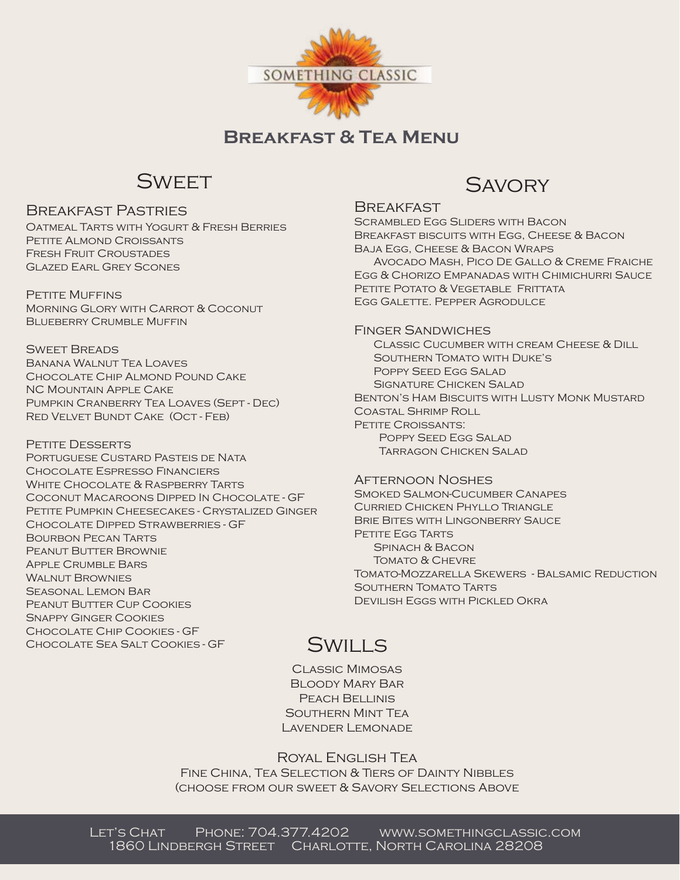SOMETHING CLASSIC

# Breakfast & Tea Menu

## Sweet

### Breakfast Pastries

Oatmeal Tarts with Yogurt & Fresh Berries
Petite Almond Croissants
Fresh Fruit Croustades
Glazed Earl Grey Scones

### Petite Muffins

Morning Glory with Carrot & Coconut
Blueberry Crumble Muffin

### Sweet Breads

Banana Walnut Tea Loaves
Chocolate Chip Almond Pound Cake
NC Mountain Apple Cake
Pumpkin Cranberry Tea Loaves (Sept - Dec)
Red Velvet Bundt Cake (Oct - Feb)

### Petite Desserts

Portuguese Custard Pasteis de Nata
Chocolate Espresso Financiers
White Chocolate & Raspberry Tarts
Coconut Macaroons Dipped In Chocolate - GF
Petite Pumpkin Cheesecakes - Crystalized Ginger
Chocolate Dipped Strawberries - GF
Bourbon Pecan Tarts
Peanut Butter Brownie
Apple Crumble Bars
Walnut Brownies
Seasonal Lemon Bar
Peanut Butter Cup Cookies
Snappy Ginger Cookies
Chocolate Chip Cookies - GF
Chocolate Sea Salt Cookies - GF

## Savory

### Breakfast

Scrambled Egg Sliders with Bacon
Breakfast biscuits with Egg, Cheese & Bacon
Baja Egg, Cheese & Bacon Wraps
Avocado Mash, Pico De Gallo & Creme Fraiche
Egg & Chorizo Empanadas with Chimichurri Sauce
Petite Potato & Vegetable Frittata
Egg Galette. Pepper Agrodulce

### Finger Sandwiches

Classic Cucumber with cream Cheese & Dill
Southern Tomato with Duke's
Poppy Seed Egg Salad
Signature Chicken Salad
Benton's Ham Biscuits with Lusty Monk Mustard
Coastal Shrimp Roll
Petite Croissants:
Poppy Seed Egg Salad
Tarragon Chicken Salad

### Afternoon Noshes

Smoked Salmon-Cucumber Canapes
Curried Chicken Phyllo Triangle
Brie Bites with Lingonberry Sauce
Petite Egg Tarts
Spinach & Bacon
Tomato & Chevre
Tomato-Mozzarella Skewers - Balsamic Reduction
Southern Tomato Tarts
Devilish Eggs with Pickled Okra

## Swills

Classic Mimosas
Bloody Mary Bar
Peach Bellinis
Southern Mint Tea
Lavender Lemonade

### Royal English Tea

Fine China, Tea Selection & Tiers of Dainty Nibbles
(choose from our sweet & Savory Selections Above

Let's Chat Phone: 704.377.4202 www.somethingclassic.com
1860 Lindbergh Street Charlotte, North Carolina 28208